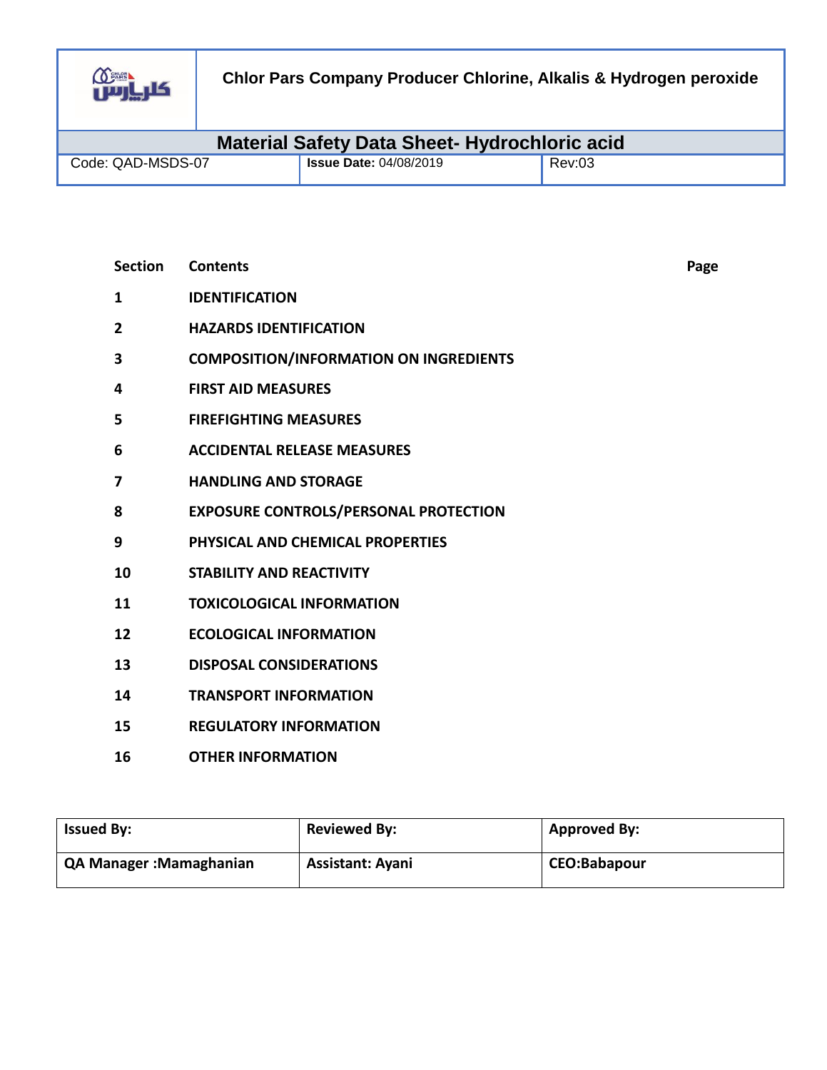| | Chlor Pars Company Producer Chlorine, Alkalis & Hydrogen peroxide | |
|---|---|---|
| **Material Safety Data Sheet- Hydrochloric acid** | | |
| Code: QAD-MSDS-07 | **Issue Date:** 04/08/2019 | Rev:03 |

| Section | Contents | Page |
|---|---|---|
| 1 | IDENTIFICATION | |
| 2 | HAZARDS IDENTIFICATION | |
| 3 | COMPOSITION/INFORMATION ON INGREDIENTS | |
| 4 | FIRST AID MEASURES | |
| 5 | FIREFIGHTING MEASURES | |
| 6 | ACCIDENTAL RELEASE MEASURES | |
| 7 | HANDLING AND STORAGE | |
| 8 | EXPOSURE CONTROLS/PERSONAL PROTECTION | |
| 9 | PHYSICAL AND CHEMICAL PROPERTIES | |
| 10 | STABILITY AND REACTIVITY | |
| 11 | TOXICOLOGICAL INFORMATION | |
| 12 | ECOLOGICAL INFORMATION | |
| 13 | DISPOSAL CONSIDERATIONS | |
| 14 | TRANSPORT INFORMATION | |
| 15 | REGULATORY INFORMATION | |
| 16 | OTHER INFORMATION | |

| **Issued By:** | **Reviewed By:** | **Approved By:** |
|---|---|---|
| **QA Manager :Mamaghanian** | **Assistant: Ayani** | **CEO:Babapour** |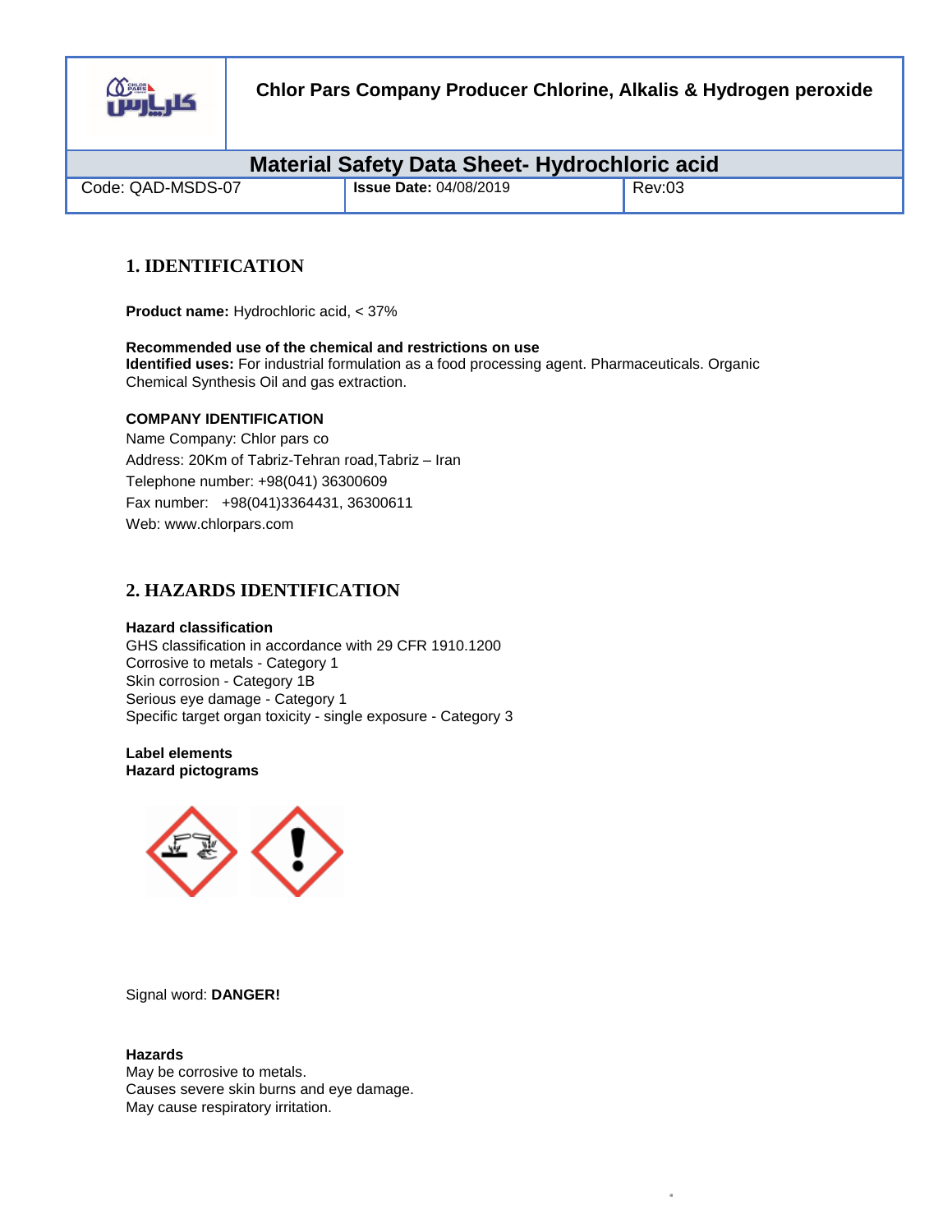| | Chlor Pars Company Producer Chlorine, Alkalis & Hydrogen peroxide | |
|---|---|---|
| **Material Safety Data Sheet- Hydrochloric acid** | | |
| Code: QAD-MSDS-07 | **Issue Date:** 04/08/2019 | Rev:03 |

## 1. IDENTIFICATION

**Product name:** Hydrochloric acid, < 37%

**Recommended use of the chemical and restrictions on use**
**Identified uses:** For industrial formulation as a food processing agent. Pharmaceuticals. Organic Chemical Synthesis Oil and gas extraction.

**COMPANY IDENTIFICATION**
Name Company: Chlor pars co
Address: 20Km of Tabriz-Tehran road,Tabriz – Iran
Telephone number: +98(041) 36300609
Fax number: +98(041)3364431, 36300611
Web: www.chlorpars.com

## 2. HAZARDS IDENTIFICATION

**Hazard classification**
GHS classification in accordance with 29 CFR 1910.1200
Corrosive to metals - Category 1
Skin corrosion - Category 1B
Serious eye damage - Category 1
Specific target organ toxicity - single exposure - Category 3

**Label elements**
**Hazard pictograms**

Signal word: **DANGER!**

**Hazards**
May be corrosive to metals.
Causes severe skin burns and eye damage.
May cause respiratory irritation.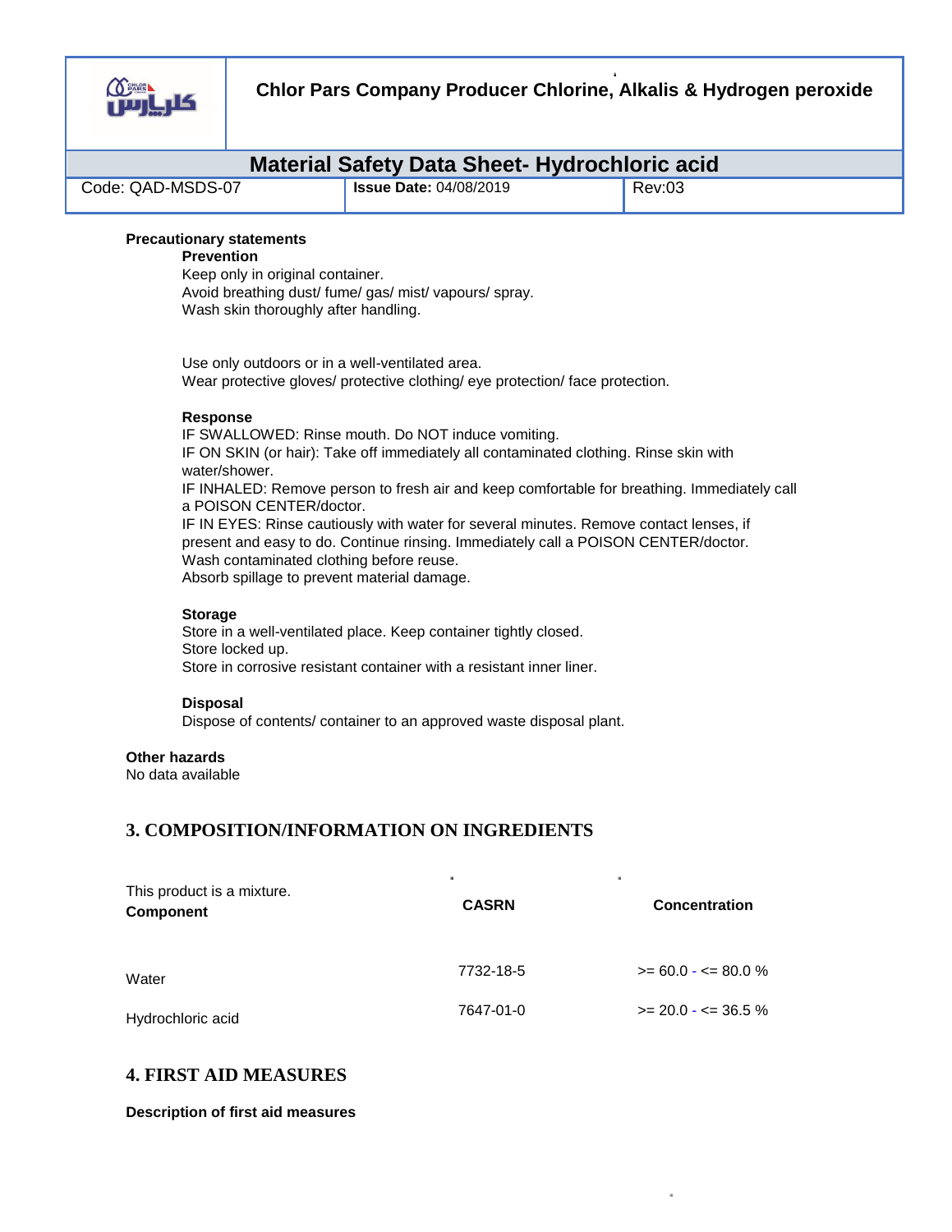**Precautionary statements**

**Prevention**

Keep only in original container.
Avoid breathing dust/ fume/ gas/ mist/ vapours/ spray.
Wash skin thoroughly after handling.

Use only outdoors or in a well-ventilated area.
Wear protective gloves/ protective clothing/ eye protection/ face protection.

**Response**

IF SWALLOWED: Rinse mouth. Do NOT induce vomiting.
IF ON SKIN (or hair): Take off immediately all contaminated clothing. Rinse skin with water/shower.
IF INHALED: Remove person to fresh air and keep comfortable for breathing. Immediately call a POISON CENTER/doctor.
IF IN EYES: Rinse cautiously with water for several minutes. Remove contact lenses, if present and easy to do. Continue rinsing. Immediately call a POISON CENTER/doctor.
Wash contaminated clothing before reuse.
Absorb spillage to prevent material damage.

**Storage**

Store in a well-ventilated place. Keep container tightly closed.
Store locked up.
Store in corrosive resistant container with a resistant inner liner.

**Disposal**

Dispose of contents/ container to an approved waste disposal plant.

**Other hazards**

No data available

## 3. COMPOSITION/INFORMATION ON INGREDIENTS

This product is a mixture.

| Component | CASRN | Concentration |
|---|---|---|
| Water | 7732-18-5 | >= 60.0 - <= 80.0 % |
| Hydrochloric acid | 7647-01-0 | >= 20.0 - <= 36.5 % |

## 4. FIRST AID MEASURES

**Description of first aid measures**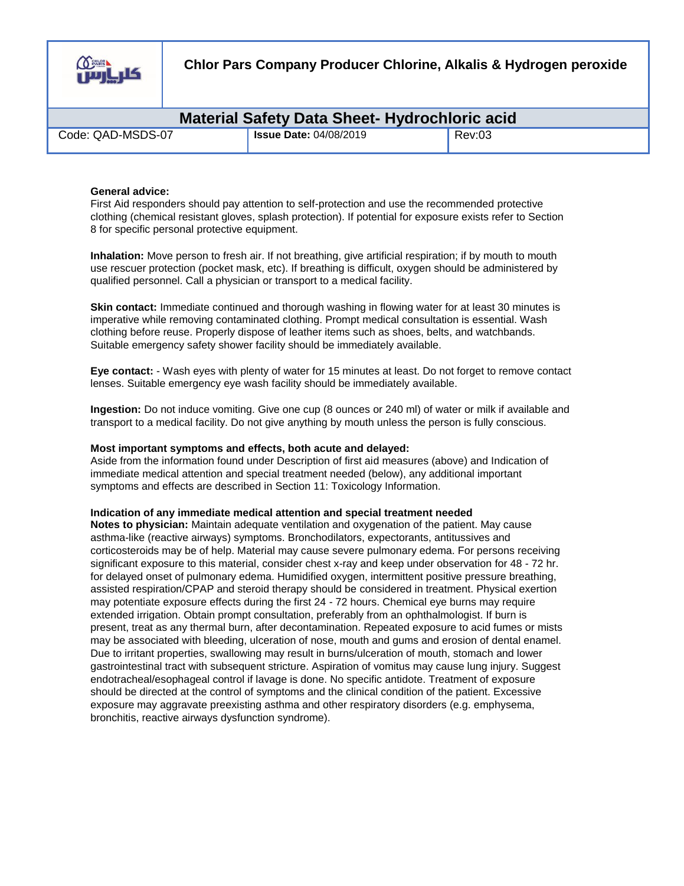**General advice:**
First Aid responders should pay attention to self-protection and use the recommended protective clothing (chemical resistant gloves, splash protection). If potential for exposure exists refer to Section 8 for specific personal protective equipment.

**Inhalation:** Move person to fresh air. If not breathing, give artificial respiration; if by mouth to mouth use rescuer protection (pocket mask, etc). If breathing is difficult, oxygen should be administered by qualified personnel. Call a physician or transport to a medical facility.

**Skin contact:** Immediate continued and thorough washing in flowing water for at least 30 minutes is imperative while removing contaminated clothing. Prompt medical consultation is essential. Wash clothing before reuse. Properly dispose of leather items such as shoes, belts, and watchbands. Suitable emergency safety shower facility should be immediately available.

**Eye contact:** - Wash eyes with plenty of water for 15 minutes at least. Do not forget to remove contact lenses. Suitable emergency eye wash facility should be immediately available.

**Ingestion:** Do not induce vomiting. Give one cup (8 ounces or 240 ml) of water or milk if available and transport to a medical facility. Do not give anything by mouth unless the person is fully conscious.

**Most important symptoms and effects, both acute and delayed:**
Aside from the information found under Description of first aid measures (above) and Indication of immediate medical attention and special treatment needed (below), any additional important symptoms and effects are described in Section 11: Toxicology Information.

**Indication of any immediate medical attention and special treatment needed**
**Notes to physician:** Maintain adequate ventilation and oxygenation of the patient. May cause asthma-like (reactive airways) symptoms. Bronchodilators, expectorants, antitussives and corticosteroids may be of help. Material may cause severe pulmonary edema. For persons receiving significant exposure to this material, consider chest x-ray and keep under observation for 48 - 72 hr. for delayed onset of pulmonary edema. Humidified oxygen, intermittent positive pressure breathing, assisted respiration/CPAP and steroid therapy should be considered in treatment. Physical exertion may potentiate exposure effects during the first 24 - 72 hours. Chemical eye burns may require extended irrigation. Obtain prompt consultation, preferably from an ophthalmologist. If burn is present, treat as any thermal burn, after decontamination. Repeated exposure to acid fumes or mists may be associated with bleeding, ulceration of nose, mouth and gums and erosion of dental enamel. Due to irritant properties, swallowing may result in burns/ulceration of mouth, stomach and lower gastrointestinal tract with subsequent stricture. Aspiration of vomitus may cause lung injury. Suggest endotracheal/esophageal control if lavage is done. No specific antidote. Treatment of exposure should be directed at the control of symptoms and the clinical condition of the patient. Excessive exposure may aggravate preexisting asthma and other respiratory disorders (e.g. emphysema, bronchitis, reactive airways dysfunction syndrome).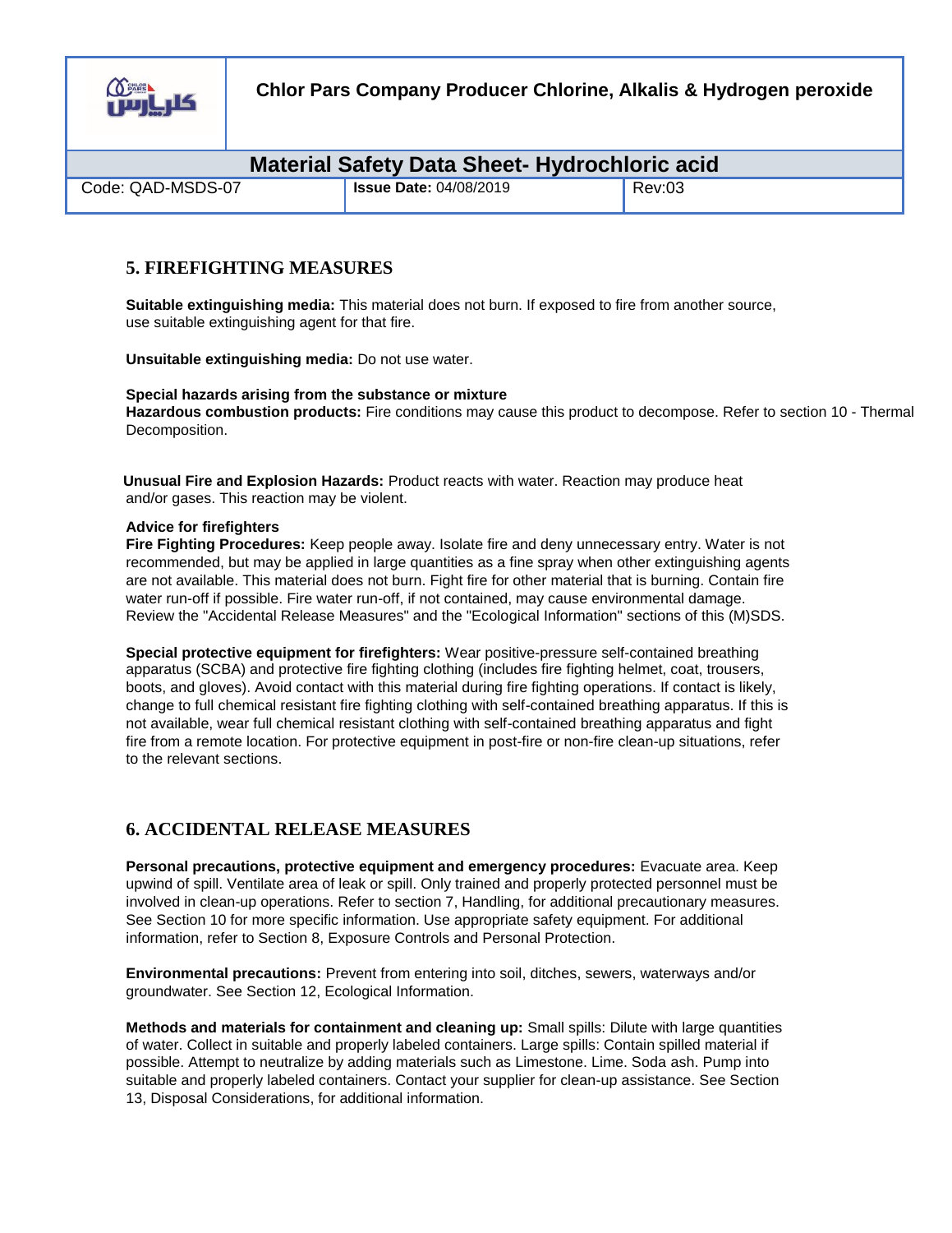## 5. FIREFIGHTING MEASURES

**Suitable extinguishing media:** This material does not burn. If exposed to fire from another source, use suitable extinguishing agent for that fire.

**Unsuitable extinguishing media:** Do not use water.

**Special hazards arising from the substance or mixture**
**Hazardous combustion products:** Fire conditions may cause this product to decompose. Refer to section 10 - Thermal Decomposition.

**Unusual Fire and Explosion Hazards:** Product reacts with water. Reaction may produce heat and/or gases. This reaction may be violent.

**Advice for firefighters**
**Fire Fighting Procedures:** Keep people away. Isolate fire and deny unnecessary entry. Water is not recommended, but may be applied in large quantities as a fine spray when other extinguishing agents are not available. This material does not burn. Fight fire for other material that is burning. Contain fire water run-off if possible. Fire water run-off, if not contained, may cause environmental damage. Review the "Accidental Release Measures" and the "Ecological Information" sections of this (M)SDS.

**Special protective equipment for firefighters:** Wear positive-pressure self-contained breathing apparatus (SCBA) and protective fire fighting clothing (includes fire fighting helmet, coat, trousers, boots, and gloves). Avoid contact with this material during fire fighting operations. If contact is likely, change to full chemical resistant fire fighting clothing with self-contained breathing apparatus. If this is not available, wear full chemical resistant clothing with self-contained breathing apparatus and fight fire from a remote location. For protective equipment in post-fire or non-fire clean-up situations, refer to the relevant sections.

## 6. ACCIDENTAL RELEASE MEASURES

**Personal precautions, protective equipment and emergency procedures:** Evacuate area. Keep upwind of spill. Ventilate area of leak or spill. Only trained and properly protected personnel must be involved in clean-up operations. Refer to section 7, Handling, for additional precautionary measures. See Section 10 for more specific information. Use appropriate safety equipment. For additional information, refer to Section 8, Exposure Controls and Personal Protection.

**Environmental precautions:** Prevent from entering into soil, ditches, sewers, waterways and/or groundwater. See Section 12, Ecological Information.

**Methods and materials for containment and cleaning up:** Small spills: Dilute with large quantities of water. Collect in suitable and properly labeled containers. Large spills: Contain spilled material if possible. Attempt to neutralize by adding materials such as Limestone. Lime. Soda ash. Pump into suitable and properly labeled containers. Contact your supplier for clean-up assistance. See Section 13, Disposal Considerations, for additional information.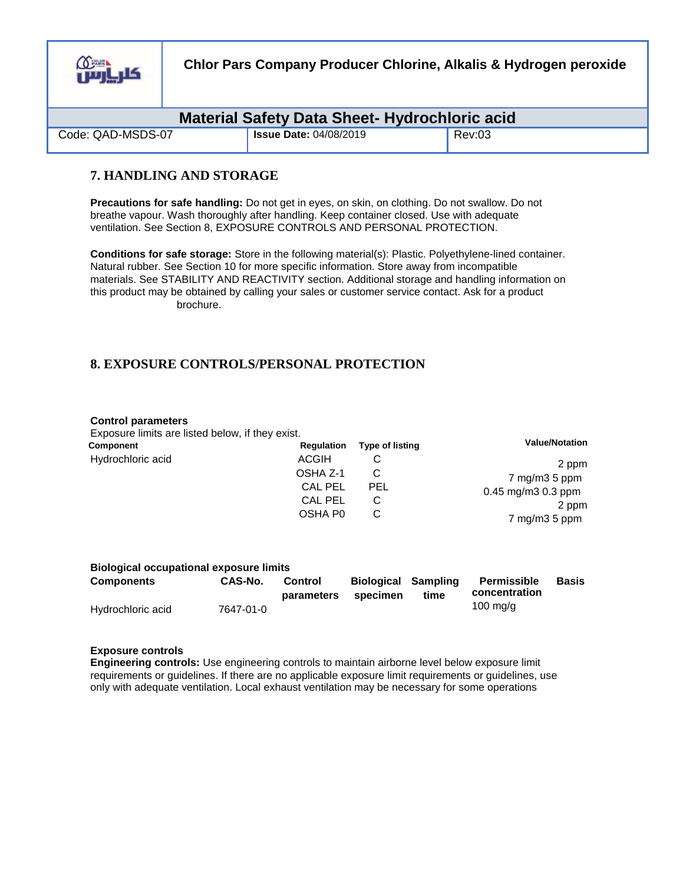## 7. HANDLING AND STORAGE

**Precautions for safe handling:** Do not get in eyes, on skin, on clothing. Do not swallow. Do not breathe vapour. Wash thoroughly after handling. Keep container closed. Use with adequate ventilation. See Section 8, EXPOSURE CONTROLS AND PERSONAL PROTECTION.

**Conditions for safe storage:** Store in the following material(s): Plastic. Polyethylene-lined container. Natural rubber. See Section 10 for more specific information. Store away from incompatible materials. See STABILITY AND REACTIVITY section. Additional storage and handling information on this product may be obtained by calling your sales or customer service contact. Ask for a product brochure.

## 8. EXPOSURE CONTROLS/PERSONAL PROTECTION

**Control parameters**

Exposure limits are listed below, if they exist.

| Component | Regulation | Type of listing | Value/Notation |
|---|---|---|---|
| Hydrochloric acid | ACGIH | C | 2 ppm |
| | OSHA Z-1 | C | 7 mg/m3 5 ppm |
| | CAL PEL | PEL | 0.45 mg/m3 0.3 ppm |
| | CAL PEL | C | 2 ppm |
| | OSHA P0 | C | 7 mg/m3 5 ppm |

**Biological occupational exposure limits**

| Components | CAS-No. | Control parameters | Biological specimen | Sampling time | Permissible concentration | Basis |
|---|---|---|---|---|---|---|
| Hydrochloric acid | 7647-01-0 | | | | 100 mg/g | |

**Exposure controls**

**Engineering controls:** Use engineering controls to maintain airborne level below exposure limit requirements or guidelines. If there are no applicable exposure limit requirements or guidelines, use only with adequate ventilation. Local exhaust ventilation may be necessary for some operations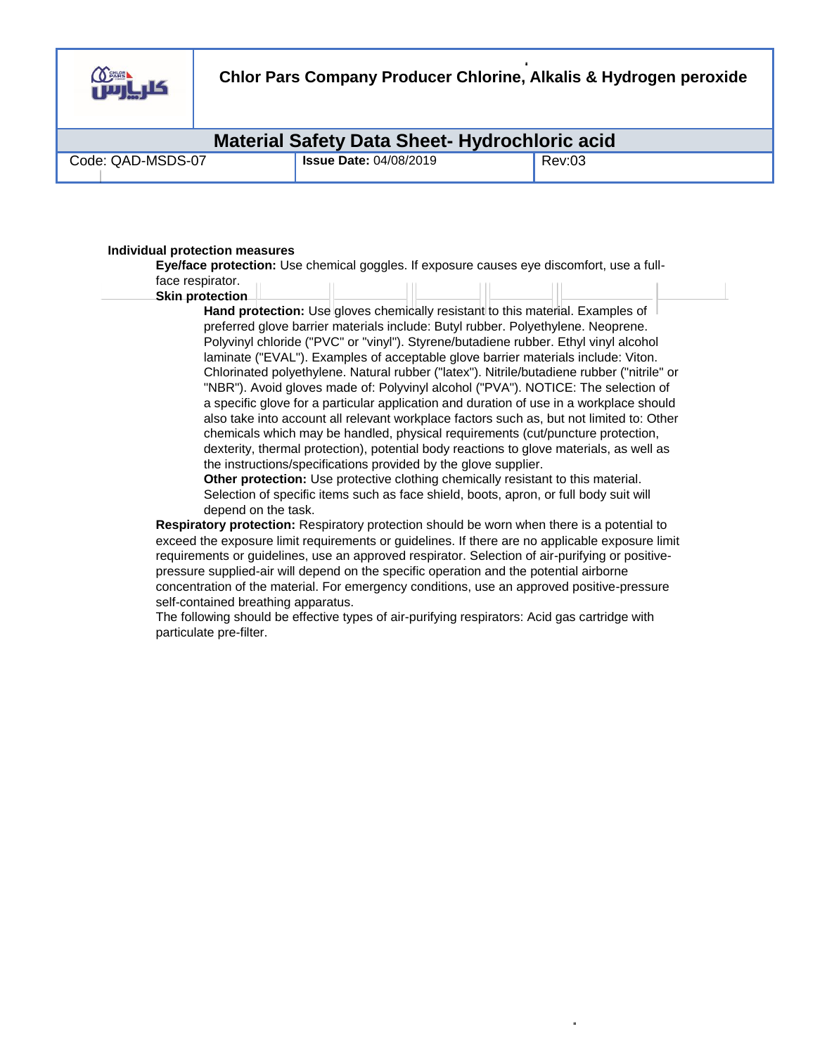**Individual protection measures**

**Eye/face protection:** Use chemical goggles. If exposure causes eye discomfort, use a full-face respirator.

**Skin protection**

**Hand protection:** Use gloves chemically resistant to this material. Examples of preferred glove barrier materials include: Butyl rubber. Polyethylene. Neoprene. Polyvinyl chloride ("PVC" or "vinyl"). Styrene/butadiene rubber. Ethyl vinyl alcohol laminate ("EVAL"). Examples of acceptable glove barrier materials include: Viton. Chlorinated polyethylene. Natural rubber ("latex"). Nitrile/butadiene rubber ("nitrile" or "NBR"). Avoid gloves made of: Polyvinyl alcohol ("PVA"). NOTICE: The selection of a specific glove for a particular application and duration of use in a workplace should also take into account all relevant workplace factors such as, but not limited to: Other chemicals which may be handled, physical requirements (cut/puncture protection, dexterity, thermal protection), potential body reactions to glove materials, as well as the instructions/specifications provided by the glove supplier.

**Other protection:** Use protective clothing chemically resistant to this material. Selection of specific items such as face shield, boots, apron, or full body suit will depend on the task.

**Respiratory protection:** Respiratory protection should be worn when there is a potential to exceed the exposure limit requirements or guidelines. If there are no applicable exposure limit requirements or guidelines, use an approved respirator. Selection of air-purifying or positive-pressure supplied-air will depend on the specific operation and the potential airborne concentration of the material. For emergency conditions, use an approved positive-pressure self-contained breathing apparatus.

The following should be effective types of air-purifying respirators: Acid gas cartridge with particulate pre-filter.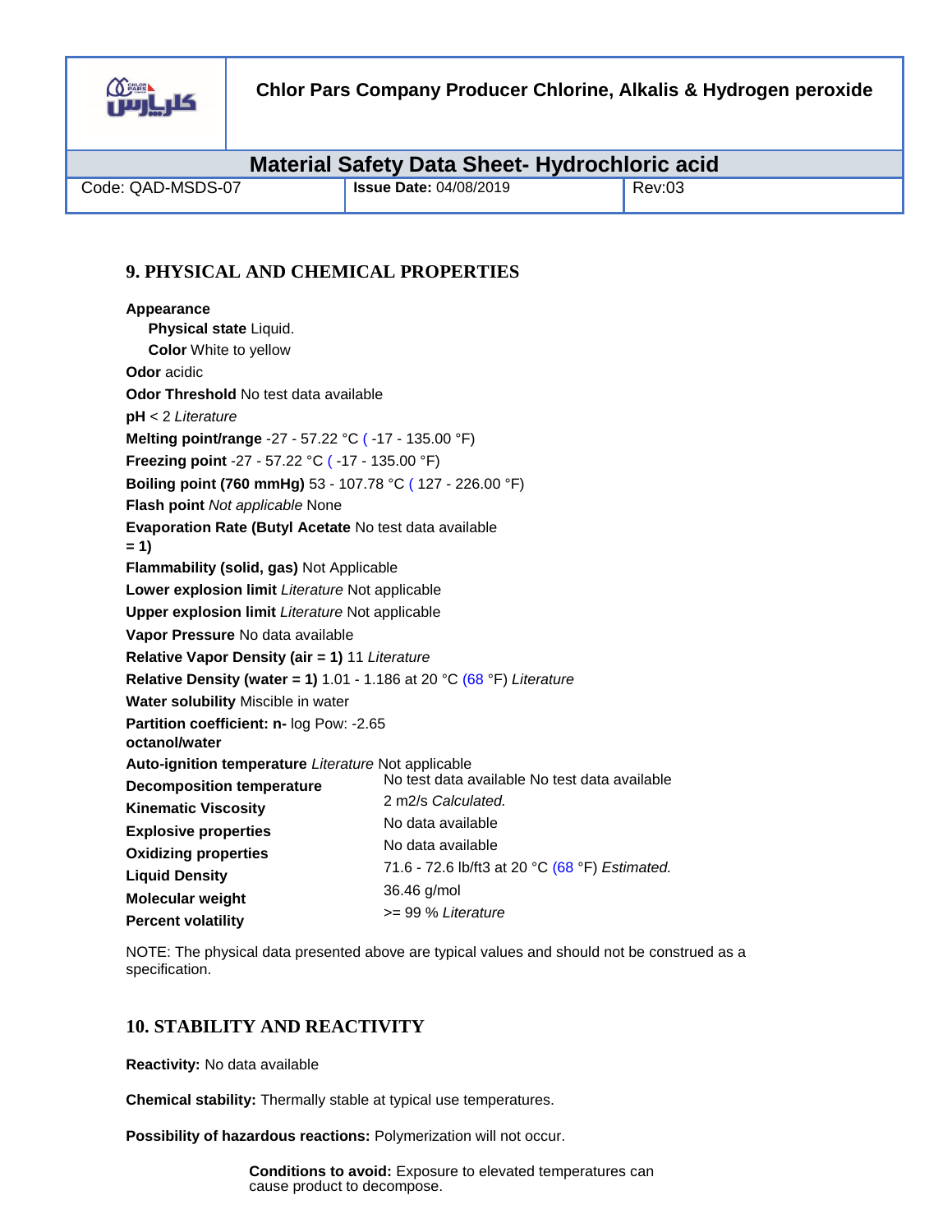## 9. PHYSICAL AND CHEMICAL PROPERTIES

**Appearance**

**Physical state** Liquid.

**Color** White to yellow

**Odor** acidic

**Odor Threshold** No test data available

**pH** < 2 *Literature*

**Melting point/range** -27 - 57.22 °C ( -17 - 135.00 °F)

**Freezing point** -27 - 57.22 °C ( -17 - 135.00 °F)

**Boiling point (760 mmHg)** 53 - 107.78 °C ( 127 - 226.00 °F)

**Flash point** *Not applicable* None

**Evaporation Rate (Butyl Acetate = 1)** No test data available

**Flammability (solid, gas)** Not Applicable

**Lower explosion limit** *Literature* Not applicable

**Upper explosion limit** *Literature* Not applicable

**Vapor Pressure** No data available

**Relative Vapor Density (air = 1)** 11 *Literature*

**Relative Density (water = 1)** 1.01 - 1.186 at 20 °C (68 °F) *Literature*

**Water solubility** Miscible in water

**Partition coefficient: n-octanol/water** log Pow: -2.65

**Auto-ignition temperature** *Literature* Not applicable

**Decomposition temperature** No test data available No test data available

**Kinematic Viscosity** 2 m2/s *Calculated.*

**Explosive properties** No data available

**Oxidizing properties** No data available

**Liquid Density** 71.6 - 72.6 lb/ft3 at 20 °C (68 °F) *Estimated.*

**Molecular weight** 36.46 g/mol

**Percent volatility** >= 99 % *Literature*

NOTE: The physical data presented above are typical values and should not be construed as a specification.

## 10. STABILITY AND REACTIVITY

**Reactivity:** No data available

**Chemical stability:** Thermally stable at typical use temperatures.

**Possibility of hazardous reactions:** Polymerization will not occur.

**Conditions to avoid:** Exposure to elevated temperatures can cause product to decompose.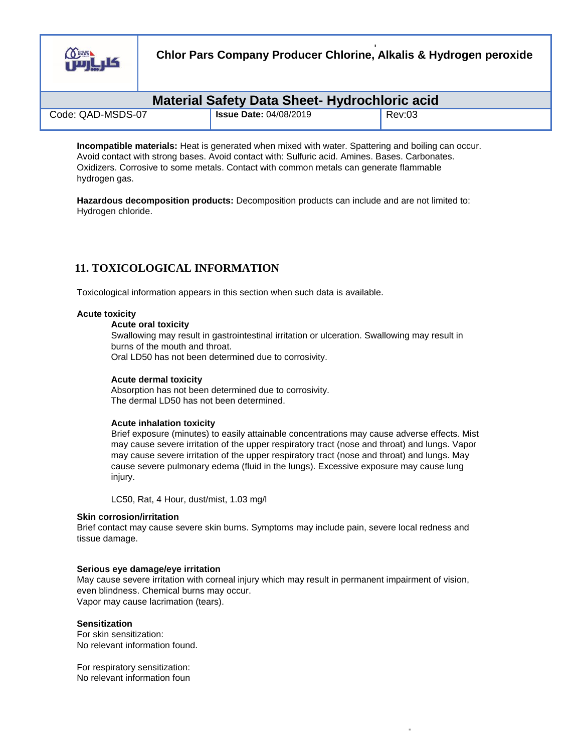**Incompatible materials:** Heat is generated when mixed with water. Spattering and boiling can occur. Avoid contact with strong bases. Avoid contact with: Sulfuric acid. Amines. Bases. Carbonates. Oxidizers. Corrosive to some metals. Contact with common metals can generate flammable hydrogen gas.

**Hazardous decomposition products:** Decomposition products can include and are not limited to: Hydrogen chloride.

## 11. TOXICOLOGICAL INFORMATION

Toxicological information appears in this section when such data is available.

**Acute toxicity**

**Acute oral toxicity**

Swallowing may result in gastrointestinal irritation or ulceration. Swallowing may result in burns of the mouth and throat.
Oral LD50 has not been determined due to corrosivity.

**Acute dermal toxicity**

Absorption has not been determined due to corrosivity.
The dermal LD50 has not been determined.

**Acute inhalation toxicity**

Brief exposure (minutes) to easily attainable concentrations may cause adverse effects. Mist may cause severe irritation of the upper respiratory tract (nose and throat) and lungs. Vapor may cause severe irritation of the upper respiratory tract (nose and throat) and lungs. May cause severe pulmonary edema (fluid in the lungs). Excessive exposure may cause lung injury.

LC50, Rat, 4 Hour, dust/mist, 1.03 mg/l

**Skin corrosion/irritation**

Brief contact may cause severe skin burns. Symptoms may include pain, severe local redness and tissue damage.

**Serious eye damage/eye irritation**

May cause severe irritation with corneal injury which may result in permanent impairment of vision, even blindness. Chemical burns may occur.
Vapor may cause lacrimation (tears).

**Sensitization**

For skin sensitization:
No relevant information found.

For respiratory sensitization:
No relevant information foun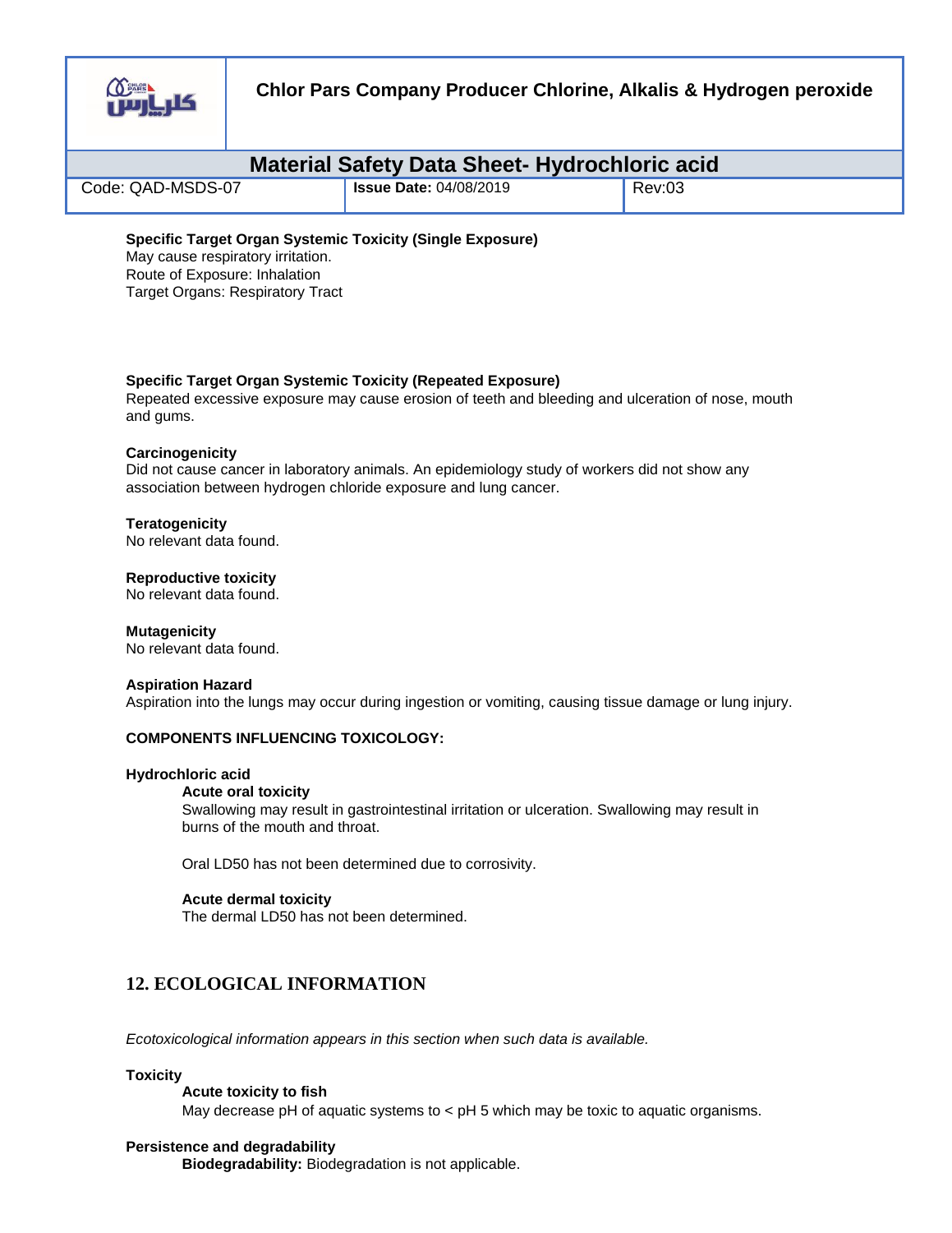**Specific Target Organ Systemic Toxicity (Single Exposure)**
May cause respiratory irritation.
Route of Exposure: Inhalation
Target Organs: Respiratory Tract

**Specific Target Organ Systemic Toxicity (Repeated Exposure)**
Repeated excessive exposure may cause erosion of teeth and bleeding and ulceration of nose, mouth and gums.

**Carcinogenicity**
Did not cause cancer in laboratory animals. An epidemiology study of workers did not show any association between hydrogen chloride exposure and lung cancer.

**Teratogenicity**
No relevant data found.

**Reproductive toxicity**
No relevant data found.

**Mutagenicity**
No relevant data found.

**Aspiration Hazard**
Aspiration into the lungs may occur during ingestion or vomiting, causing tissue damage or lung injury.

**COMPONENTS INFLUENCING TOXICOLOGY:**

**Hydrochloric acid**

**Acute oral toxicity**
Swallowing may result in gastrointestinal irritation or ulceration. Swallowing may result in burns of the mouth and throat.

Oral LD50 has not been determined due to corrosivity.

**Acute dermal toxicity**
The dermal LD50 has not been determined.

## 12. ECOLOGICAL INFORMATION

*Ecotoxicological information appears in this section when such data is available.*

**Toxicity**

**Acute toxicity to fish**
May decrease pH of aquatic systems to < pH 5 which may be toxic to aquatic organisms.

**Persistence and degradability**

**Biodegradability:** Biodegradation is not applicable.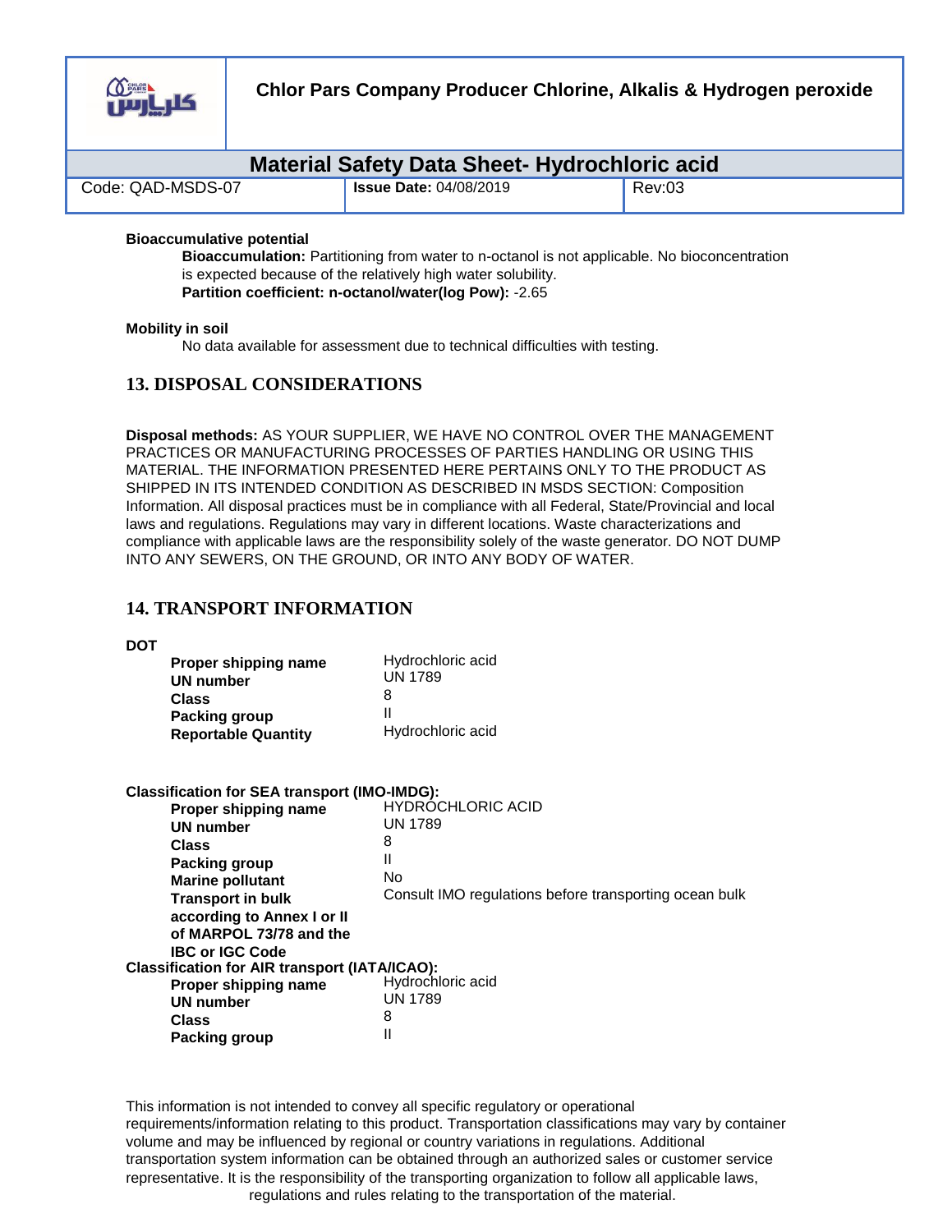**Bioaccumulative potential**

**Bioaccumulation:** Partitioning from water to n-octanol is not applicable. No bioconcentration is expected because of the relatively high water solubility.

**Partition coefficient: n-octanol/water(log Pow):** -2.65

**Mobility in soil**

No data available for assessment due to technical difficulties with testing.

## 13. DISPOSAL CONSIDERATIONS

**Disposal methods:** AS YOUR SUPPLIER, WE HAVE NO CONTROL OVER THE MANAGEMENT PRACTICES OR MANUFACTURING PROCESSES OF PARTIES HANDLING OR USING THIS MATERIAL. THE INFORMATION PRESENTED HERE PERTAINS ONLY TO THE PRODUCT AS SHIPPED IN ITS INTENDED CONDITION AS DESCRIBED IN MSDS SECTION: Composition Information. All disposal practices must be in compliance with all Federal, State/Provincial and local laws and regulations. Regulations may vary in different locations. Waste characterizations and compliance with applicable laws are the responsibility solely of the waste generator. DO NOT DUMP INTO ANY SEWERS, ON THE GROUND, OR INTO ANY BODY OF WATER.

## 14. TRANSPORT INFORMATION

**DOT**

| | |
|---|---|
| **Proper shipping name** | Hydrochloric acid |
| **UN number** | UN 1789 |
| **Class** | 8 |
| **Packing group** | II |
| **Reportable Quantity** | Hydrochloric acid |

**Classification for SEA transport (IMO-IMDG):**

| | |
|---|---|
| **Proper shipping name** | HYDROCHLORIC ACID |
| **UN number** | UN 1789 |
| **Class** | 8 |
| **Packing group** | II |
| **Marine pollutant** | No |
| **Transport in bulk according to Annex I or II of MARPOL 73/78 and the IBC or IGC Code** | Consult IMO regulations before transporting ocean bulk |

**Classification for AIR transport (IATA/ICAO):**

| | |
|---|---|
| **Proper shipping name** | Hydrochloric acid |
| **UN number** | UN 1789 |
| **Class** | 8 |
| **Packing group** | II |

This information is not intended to convey all specific regulatory or operational requirements/information relating to this product. Transportation classifications may vary by container volume and may be influenced by regional or country variations in regulations. Additional transportation system information can be obtained through an authorized sales or customer service representative. It is the responsibility of the transporting organization to follow all applicable laws, regulations and rules relating to the transportation of the material.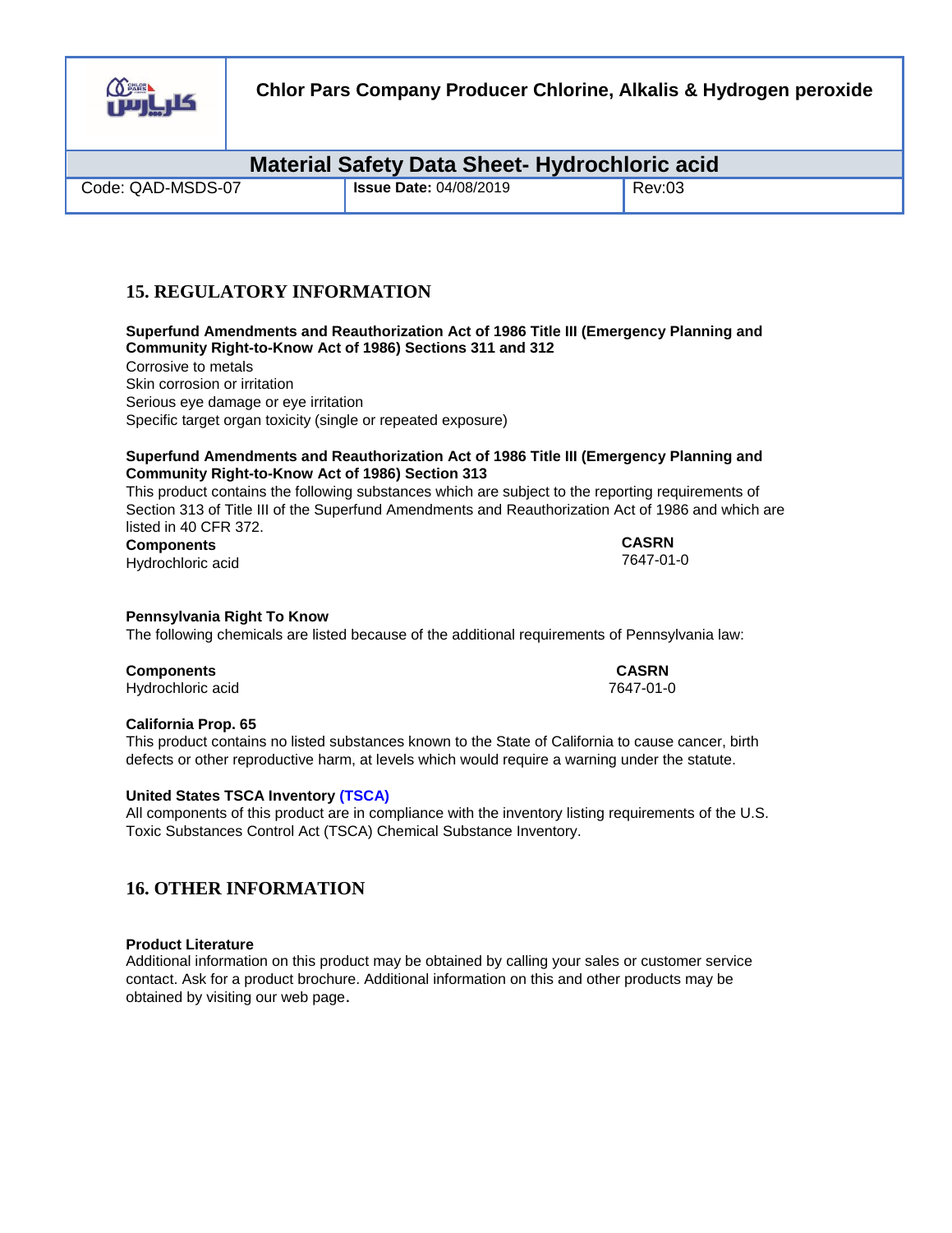## 15. REGULATORY INFORMATION

**Superfund Amendments and Reauthorization Act of 1986 Title III (Emergency Planning and Community Right-to-Know Act of 1986) Sections 311 and 312**

Corrosive to metals
Skin corrosion or irritation
Serious eye damage or eye irritation
Specific target organ toxicity (single or repeated exposure)

**Superfund Amendments and Reauthorization Act of 1986 Title III (Emergency Planning and Community Right-to-Know Act of 1986) Section 313**

This product contains the following substances which are subject to the reporting requirements of Section 313 of Title III of the Superfund Amendments and Reauthorization Act of 1986 and which are listed in 40 CFR 372.

| Components | CASRN |
|---|---|
| Hydrochloric acid | 7647-01-0 |

**Pennsylvania Right To Know**

The following chemicals are listed because of the additional requirements of Pennsylvania law:

| Components | CASRN |
|---|---|
| Hydrochloric acid | 7647-01-0 |

**California Prop. 65**

This product contains no listed substances known to the State of California to cause cancer, birth defects or other reproductive harm, at levels which would require a warning under the statute.

**United States TSCA Inventory (TSCA)**

All components of this product are in compliance with the inventory listing requirements of the U.S. Toxic Substances Control Act (TSCA) Chemical Substance Inventory.

## 16. OTHER INFORMATION

**Product Literature**

Additional information on this product may be obtained by calling your sales or customer service contact. Ask for a product brochure. Additional information on this and other products may be obtained by visiting our web page.